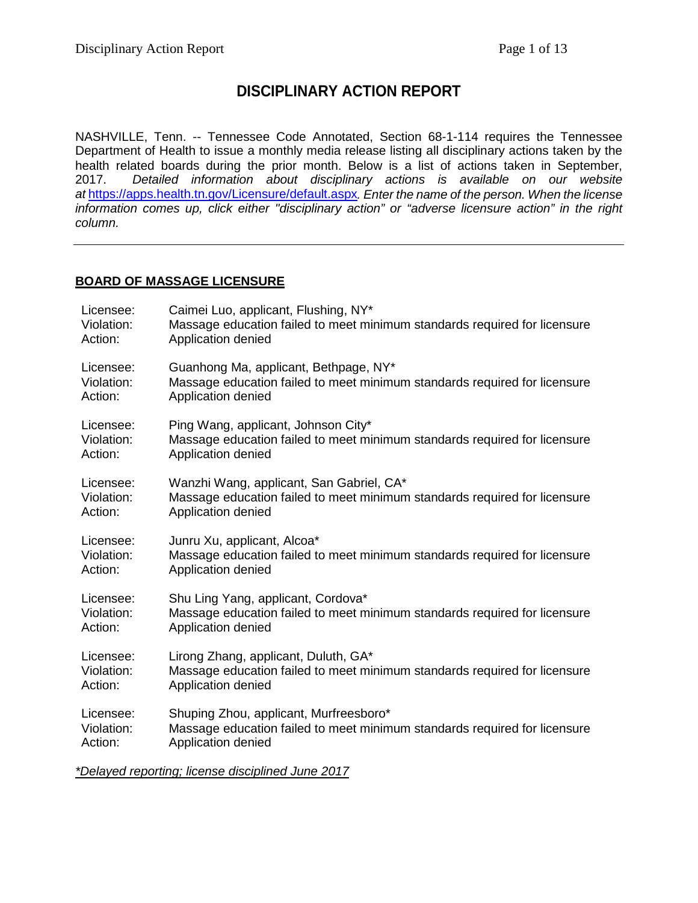# DISCIPLINARY ACTION REPORT

NASHVILLE, Tenn. -- Tennessee Code Annotated, Section 68-1-114 requires the Tennessee Department of Health to issue a monthly media release listing all disciplinary actions taken by the health related boards during the prior month. Below is a list of actions taken in September, 2017. *Detailed information about disciplinary actions is available on our website at* https://apps.health.tn.gov/Licensure/default.aspx*. Enter the name of the person. When the license information comes up, click either "disciplinary action" or "adverse licensure action" in the right column.*

---

## BOARD OF MASSAGE LICENSURE

Licensee: Caimei Luo, applicant, Flushing, NY*
Violation: Massage education failed to meet minimum standards required for licensure
Action: Application denied

Licensee: Guanhong Ma, applicant, Bethpage, NY*
Violation: Massage education failed to meet minimum standards required for licensure
Action: Application denied

Licensee: Ping Wang, applicant, Johnson City*
Violation: Massage education failed to meet minimum standards required for licensure
Action: Application denied

Licensee: Wanzhi Wang, applicant, San Gabriel, CA*
Violation: Massage education failed to meet minimum standards required for licensure
Action: Application denied

Licensee: Junru Xu, applicant, Alcoa*
Violation: Massage education failed to meet minimum standards required for licensure
Action: Application denied

Licensee: Shu Ling Yang, applicant, Cordova*
Violation: Massage education failed to meet minimum standards required for licensure
Action: Application denied

Licensee: Lirong Zhang, applicant, Duluth, GA*
Violation: Massage education failed to meet minimum standards required for licensure
Action: Application denied

Licensee: Shuping Zhou, applicant, Murfreesboro*
Violation: Massage education failed to meet minimum standards required for licensure
Action: Application denied

*\*Delayed reporting; license disciplined June 2017*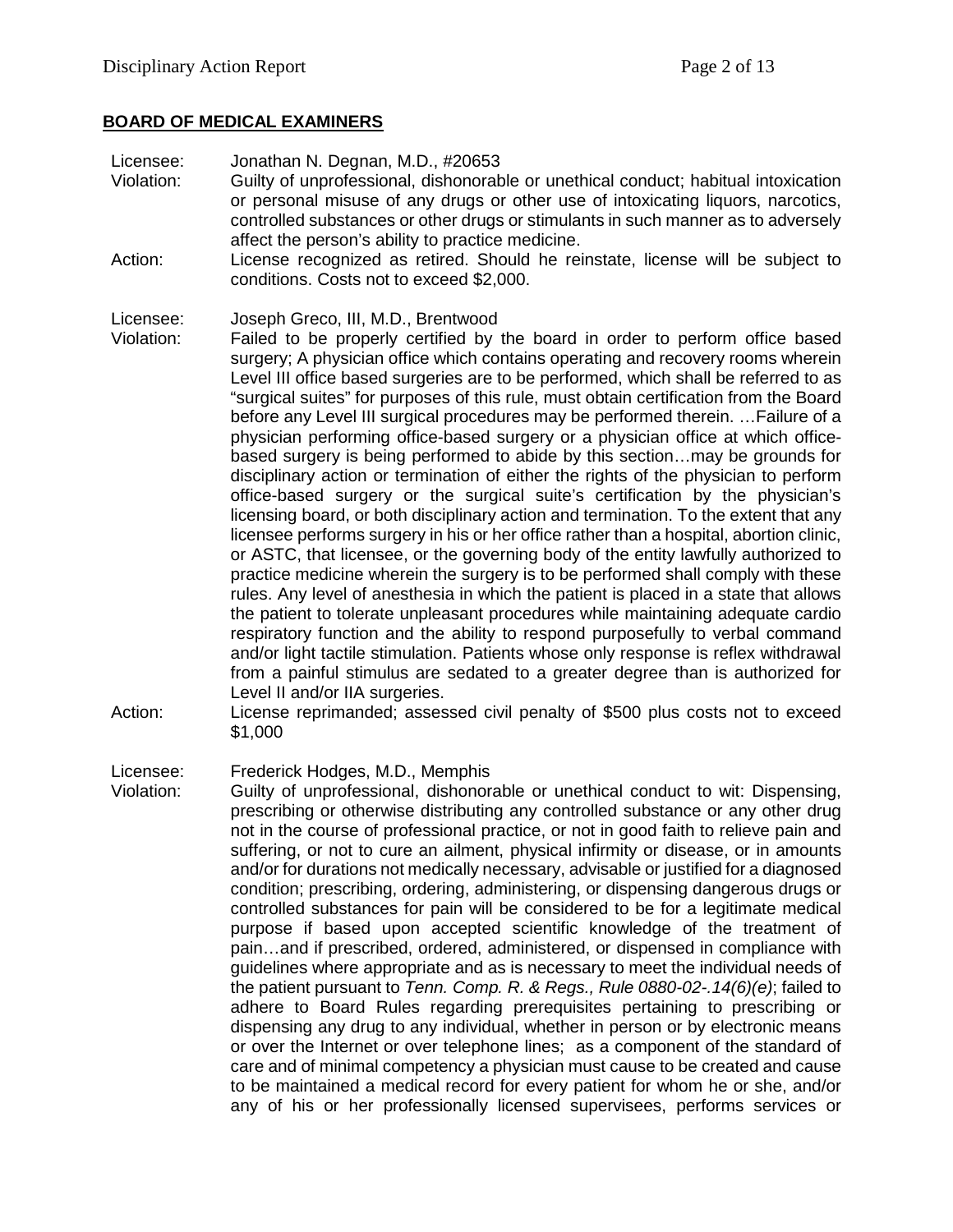## **BOARD OF MEDICAL EXAMINERS**

Licensee: Jonathan N. Degnan, M.D., #20653
Violation: Guilty of unprofessional, dishonorable or unethical conduct; habitual intoxication or personal misuse of any drugs or other use of intoxicating liquors, narcotics, controlled substances or other drugs or stimulants in such manner as to adversely affect the person's ability to practice medicine.
Action: License recognized as retired. Should he reinstate, license will be subject to conditions. Costs not to exceed $2,000.

Licensee: Joseph Greco, III, M.D., Brentwood
Violation: Failed to be properly certified by the board in order to perform office based surgery; A physician office which contains operating and recovery rooms wherein Level III office based surgeries are to be performed, which shall be referred to as "surgical suites" for purposes of this rule, must obtain certification from the Board before any Level III surgical procedures may be performed therein. …Failure of a physician performing office-based surgery or a physician office at which office-based surgery is being performed to abide by this section…may be grounds for disciplinary action or termination of either the rights of the physician to perform office-based surgery or the surgical suite's certification by the physician's licensing board, or both disciplinary action and termination. To the extent that any licensee performs surgery in his or her office rather than a hospital, abortion clinic, or ASTC, that licensee, or the governing body of the entity lawfully authorized to practice medicine wherein the surgery is to be performed shall comply with these rules. Any level of anesthesia in which the patient is placed in a state that allows the patient to tolerate unpleasant procedures while maintaining adequate cardio respiratory function and the ability to respond purposefully to verbal command and/or light tactile stimulation. Patients whose only response is reflex withdrawal from a painful stimulus are sedated to a greater degree than is authorized for Level II and/or IIA surgeries.
Action: License reprimanded; assessed civil penalty of $500 plus costs not to exceed $1,000

Licensee: Frederick Hodges, M.D., Memphis
Violation: Guilty of unprofessional, dishonorable or unethical conduct to wit: Dispensing, prescribing or otherwise distributing any controlled substance or any other drug not in the course of professional practice, or not in good faith to relieve pain and suffering, or not to cure an ailment, physical infirmity or disease, or in amounts and/or for durations not medically necessary, advisable or justified for a diagnosed condition; prescribing, ordering, administering, or dispensing dangerous drugs or controlled substances for pain will be considered to be for a legitimate medical purpose if based upon accepted scientific knowledge of the treatment of pain…and if prescribed, ordered, administered, or dispensed in compliance with guidelines where appropriate and as is necessary to meet the individual needs of the patient pursuant to *Tenn. Comp. R. & Regs., Rule 0880-02-.14(6)(e)*; failed to adhere to Board Rules regarding prerequisites pertaining to prescribing or dispensing any drug to any individual, whether in person or by electronic means or over the Internet or over telephone lines; as a component of the standard of care and of minimal competency a physician must cause to be created and cause to be maintained a medical record for every patient for whom he or she, and/or any of his or her professionally licensed supervisees, performs services or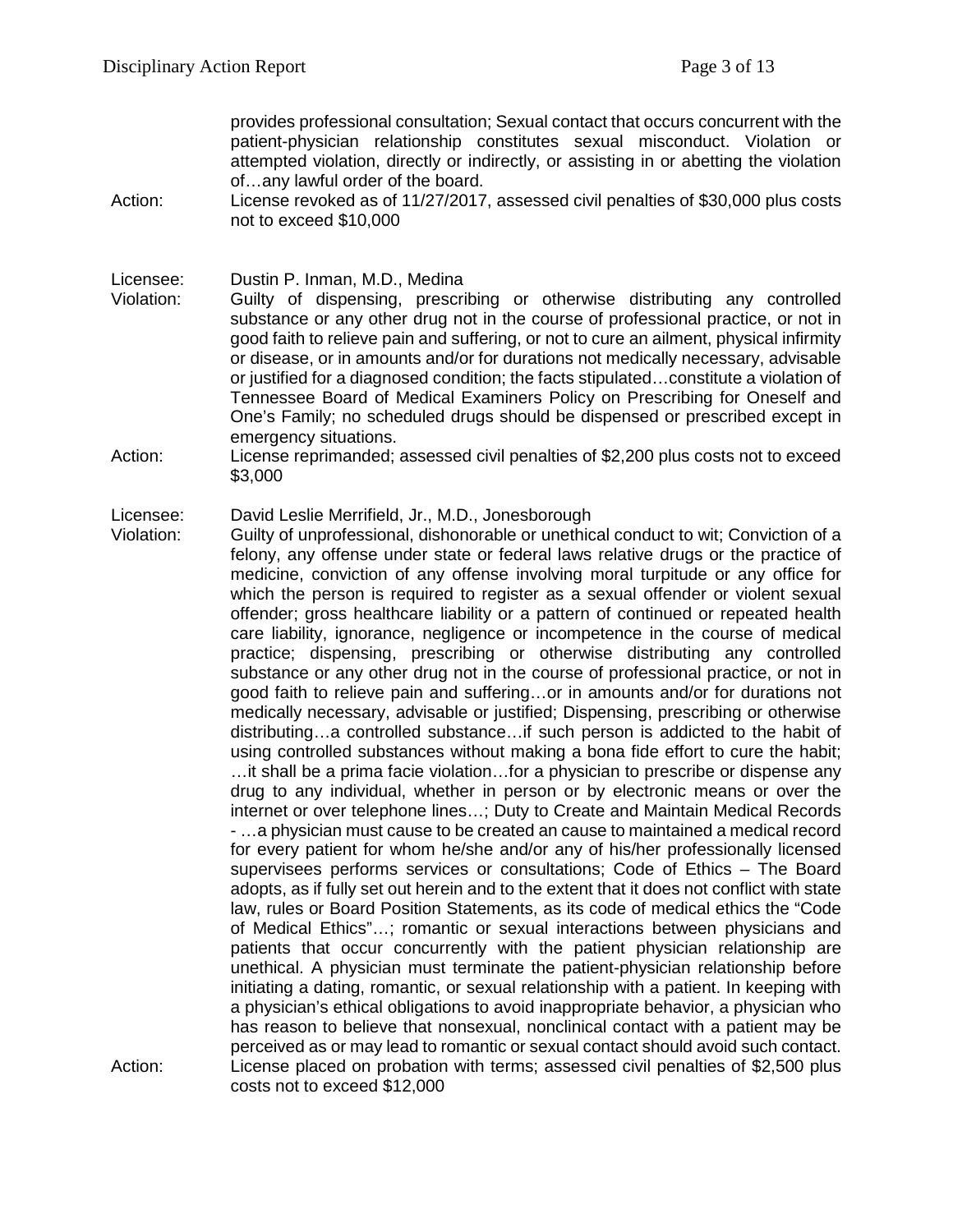provides professional consultation; Sexual contact that occurs concurrent with the patient-physician relationship constitutes sexual misconduct. Violation or attempted violation, directly or indirectly, or assisting in or abetting the violation of…any lawful order of the board.

Action: License revoked as of 11/27/2017, assessed civil penalties of $30,000 plus costs not to exceed $10,000

Licensee: Dustin P. Inman, M.D., Medina

Violation: Guilty of dispensing, prescribing or otherwise distributing any controlled substance or any other drug not in the course of professional practice, or not in good faith to relieve pain and suffering, or not to cure an ailment, physical infirmity or disease, or in amounts and/or for durations not medically necessary, advisable or justified for a diagnosed condition; the facts stipulated…constitute a violation of Tennessee Board of Medical Examiners Policy on Prescribing for Oneself and One's Family; no scheduled drugs should be dispensed or prescribed except in emergency situations.

Action: License reprimanded; assessed civil penalties of $2,200 plus costs not to exceed $3,000

Licensee: David Leslie Merrifield, Jr., M.D., Jonesborough

Violation: Guilty of unprofessional, dishonorable or unethical conduct to wit; Conviction of a felony, any offense under state or federal laws relative drugs or the practice of medicine, conviction of any offense involving moral turpitude or any office for which the person is required to register as a sexual offender or violent sexual offender; gross healthcare liability or a pattern of continued or repeated health care liability, ignorance, negligence or incompetence in the course of medical practice; dispensing, prescribing or otherwise distributing any controlled substance or any other drug not in the course of professional practice, or not in good faith to relieve pain and suffering…or in amounts and/or for durations not medically necessary, advisable or justified; Dispensing, prescribing or otherwise distributing…a controlled substance…if such person is addicted to the habit of using controlled substances without making a bona fide effort to cure the habit; …it shall be a prima facie violation…for a physician to prescribe or dispense any drug to any individual, whether in person or by electronic means or over the internet or over telephone lines…; Duty to Create and Maintain Medical Records - …a physician must cause to be created an cause to maintained a medical record for every patient for whom he/she and/or any of his/her professionally licensed supervisees performs services or consultations; Code of Ethics – The Board adopts, as if fully set out herein and to the extent that it does not conflict with state law, rules or Board Position Statements, as its code of medical ethics the "Code of Medical Ethics"…; romantic or sexual interactions between physicians and patients that occur concurrently with the patient physician relationship are unethical. A physician must terminate the patient-physician relationship before initiating a dating, romantic, or sexual relationship with a patient. In keeping with a physician's ethical obligations to avoid inappropriate behavior, a physician who has reason to believe that nonsexual, nonclinical contact with a patient may be perceived as or may lead to romantic or sexual contact should avoid such contact.

Action: License placed on probation with terms; assessed civil penalties of $2,500 plus costs not to exceed $12,000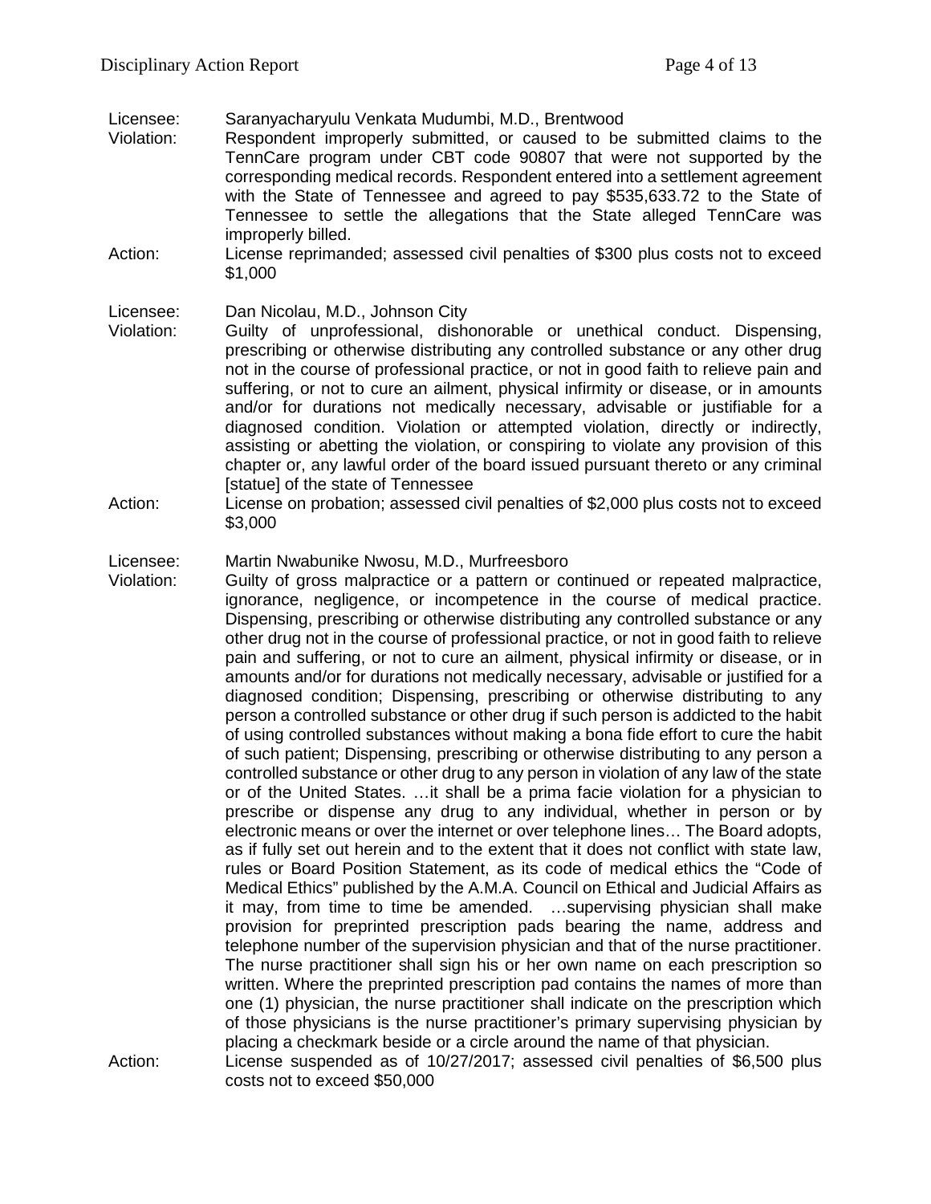Licensee: Saranyacharyulu Venkata Mudumbi, M.D., Brentwood

Violation: Respondent improperly submitted, or caused to be submitted claims to the TennCare program under CBT code 90807 that were not supported by the corresponding medical records. Respondent entered into a settlement agreement with the State of Tennessee and agreed to pay $535,633.72 to the State of Tennessee to settle the allegations that the State alleged TennCare was improperly billed.

Action: License reprimanded; assessed civil penalties of $300 plus costs not to exceed $1,000

Licensee: Dan Nicolau, M.D., Johnson City

Violation: Guilty of unprofessional, dishonorable or unethical conduct. Dispensing, prescribing or otherwise distributing any controlled substance or any other drug not in the course of professional practice, or not in good faith to relieve pain and suffering, or not to cure an ailment, physical infirmity or disease, or in amounts and/or for durations not medically necessary, advisable or justifiable for a diagnosed condition. Violation or attempted violation, directly or indirectly, assisting or abetting the violation, or conspiring to violate any provision of this chapter or, any lawful order of the board issued pursuant thereto or any criminal [statue] of the state of Tennessee

Action: License on probation; assessed civil penalties of $2,000 plus costs not to exceed $3,000

Licensee: Martin Nwabunike Nwosu, M.D., Murfreesboro

Violation: Guilty of gross malpractice or a pattern or continued or repeated malpractice, ignorance, negligence, or incompetence in the course of medical practice. Dispensing, prescribing or otherwise distributing any controlled substance or any other drug not in the course of professional practice, or not in good faith to relieve pain and suffering, or not to cure an ailment, physical infirmity or disease, or in amounts and/or for durations not medically necessary, advisable or justified for a diagnosed condition; Dispensing, prescribing or otherwise distributing to any person a controlled substance or other drug if such person is addicted to the habit of using controlled substances without making a bona fide effort to cure the habit of such patient; Dispensing, prescribing or otherwise distributing to any person a controlled substance or other drug to any person in violation of any law of the state or of the United States. …it shall be a prima facie violation for a physician to prescribe or dispense any drug to any individual, whether in person or by electronic means or over the internet or over telephone lines… The Board adopts, as if fully set out herein and to the extent that it does not conflict with state law, rules or Board Position Statement, as its code of medical ethics the "Code of Medical Ethics" published by the A.M.A. Council on Ethical and Judicial Affairs as it may, from time to time be amended. …supervising physician shall make provision for preprinted prescription pads bearing the name, address and telephone number of the supervision physician and that of the nurse practitioner. The nurse practitioner shall sign his or her own name on each prescription so written. Where the preprinted prescription pad contains the names of more than one (1) physician, the nurse practitioner shall indicate on the prescription which of those physicians is the nurse practitioner's primary supervising physician by placing a checkmark beside or a circle around the name of that physician.

Action: License suspended as of 10/27/2017; assessed civil penalties of $6,500 plus costs not to exceed $50,000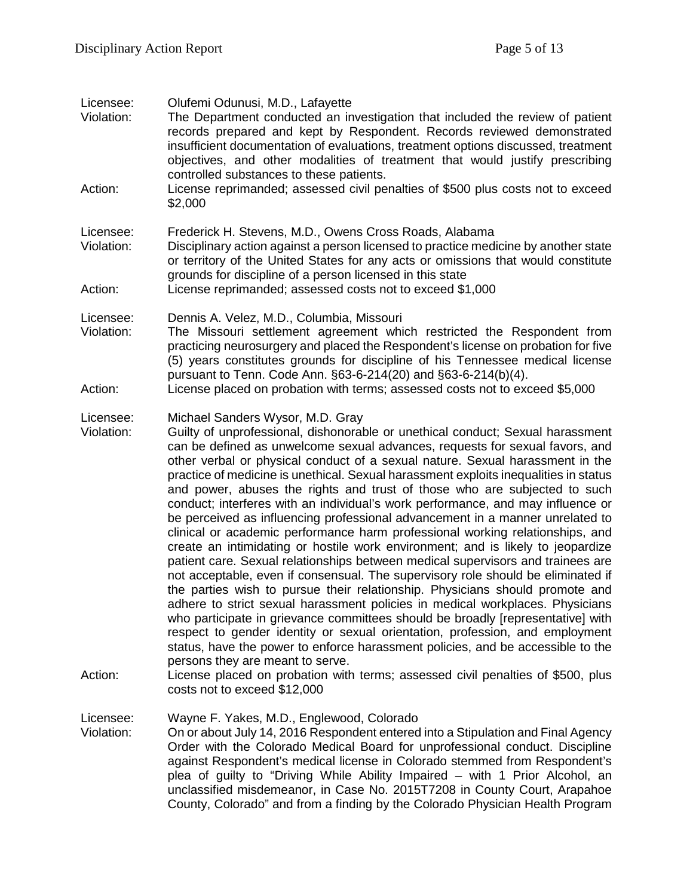Licensee: Olufemi Odunusi, M.D., Lafayette
Violation: The Department conducted an investigation that included the review of patient records prepared and kept by Respondent. Records reviewed demonstrated insufficient documentation of evaluations, treatment options discussed, treatment objectives, and other modalities of treatment that would justify prescribing controlled substances to these patients.
Action: License reprimanded; assessed civil penalties of $500 plus costs not to exceed $2,000

Licensee: Frederick H. Stevens, M.D., Owens Cross Roads, Alabama
Violation: Disciplinary action against a person licensed to practice medicine by another state or territory of the United States for any acts or omissions that would constitute grounds for discipline of a person licensed in this state
Action: License reprimanded; assessed costs not to exceed $1,000

Licensee: Dennis A. Velez, M.D., Columbia, Missouri
Violation: The Missouri settlement agreement which restricted the Respondent from practicing neurosurgery and placed the Respondent's license on probation for five (5) years constitutes grounds for discipline of his Tennessee medical license pursuant to Tenn. Code Ann. §63-6-214(20) and §63-6-214(b)(4).
Action: License placed on probation with terms; assessed costs not to exceed $5,000

Licensee: Michael Sanders Wysor, M.D. Gray
Violation: Guilty of unprofessional, dishonorable or unethical conduct; Sexual harassment can be defined as unwelcome sexual advances, requests for sexual favors, and other verbal or physical conduct of a sexual nature. Sexual harassment in the practice of medicine is unethical. Sexual harassment exploits inequalities in status and power, abuses the rights and trust of those who are subjected to such conduct; interferes with an individual's work performance, and may influence or be perceived as influencing professional advancement in a manner unrelated to clinical or academic performance harm professional working relationships, and create an intimidating or hostile work environment; and is likely to jeopardize patient care. Sexual relationships between medical supervisors and trainees are not acceptable, even if consensual. The supervisory role should be eliminated if the parties wish to pursue their relationship. Physicians should promote and adhere to strict sexual harassment policies in medical workplaces. Physicians who participate in grievance committees should be broadly [representative] with respect to gender identity or sexual orientation, profession, and employment status, have the power to enforce harassment policies, and be accessible to the persons they are meant to serve.
Action: License placed on probation with terms; assessed civil penalties of $500, plus costs not to exceed $12,000

Licensee: Wayne F. Yakes, M.D., Englewood, Colorado
Violation: On or about July 14, 2016 Respondent entered into a Stipulation and Final Agency Order with the Colorado Medical Board for unprofessional conduct. Discipline against Respondent's medical license in Colorado stemmed from Respondent's plea of guilty to "Driving While Ability Impaired – with 1 Prior Alcohol, an unclassified misdemeanor, in Case No. 2015T7208 in County Court, Arapahoe County, Colorado" and from a finding by the Colorado Physician Health Program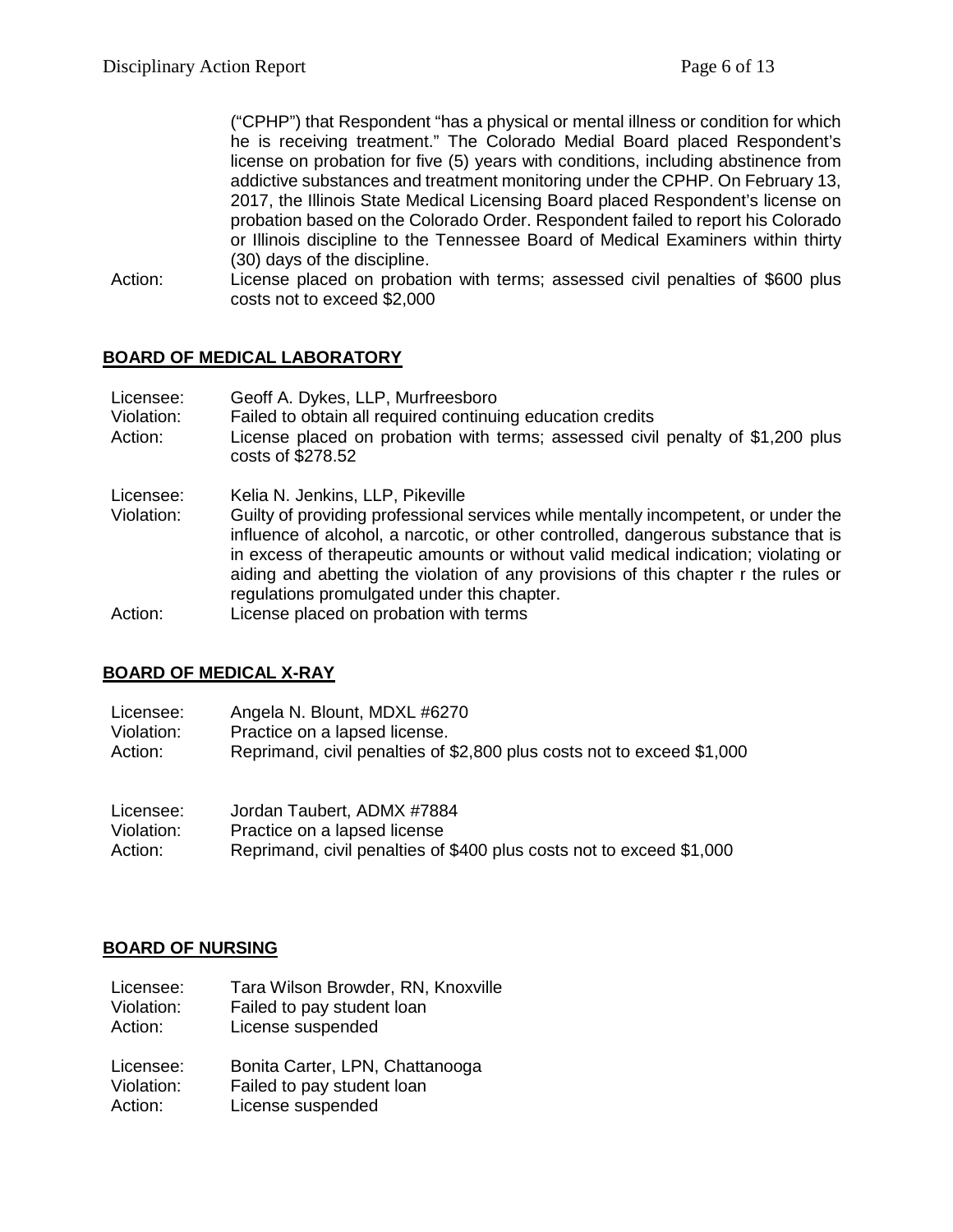("CPHP") that Respondent "has a physical or mental illness or condition for which he is receiving treatment." The Colorado Medial Board placed Respondent's license on probation for five (5) years with conditions, including abstinence from addictive substances and treatment monitoring under the CPHP. On February 13, 2017, the Illinois State Medical Licensing Board placed Respondent's license on probation based on the Colorado Order. Respondent failed to report his Colorado or Illinois discipline to the Tennessee Board of Medical Examiners within thirty (30) days of the discipline.

Action: License placed on probation with terms; assessed civil penalties of $600 plus costs not to exceed $2,000

## BOARD OF MEDICAL LABORATORY

Licensee: Geoff A. Dykes, LLP, Murfreesboro
Violation: Failed to obtain all required continuing education credits
Action: License placed on probation with terms; assessed civil penalty of $1,200 plus costs of $278.52

Licensee: Kelia N. Jenkins, LLP, Pikeville
Violation: Guilty of providing professional services while mentally incompetent, or under the influence of alcohol, a narcotic, or other controlled, dangerous substance that is in excess of therapeutic amounts or without valid medical indication; violating or aiding and abetting the violation of any provisions of this chapter r the rules or regulations promulgated under this chapter.
Action: License placed on probation with terms

## BOARD OF MEDICAL X-RAY

Licensee: Angela N. Blount, MDXL #6270
Violation: Practice on a lapsed license.
Action: Reprimand, civil penalties of $2,800 plus costs not to exceed $1,000

Licensee: Jordan Taubert, ADMX #7884
Violation: Practice on a lapsed license
Action: Reprimand, civil penalties of $400 plus costs not to exceed $1,000

## BOARD OF NURSING

Licensee: Tara Wilson Browder, RN, Knoxville
Violation: Failed to pay student loan
Action: License suspended

Licensee: Bonita Carter, LPN, Chattanooga
Violation: Failed to pay student loan
Action: License suspended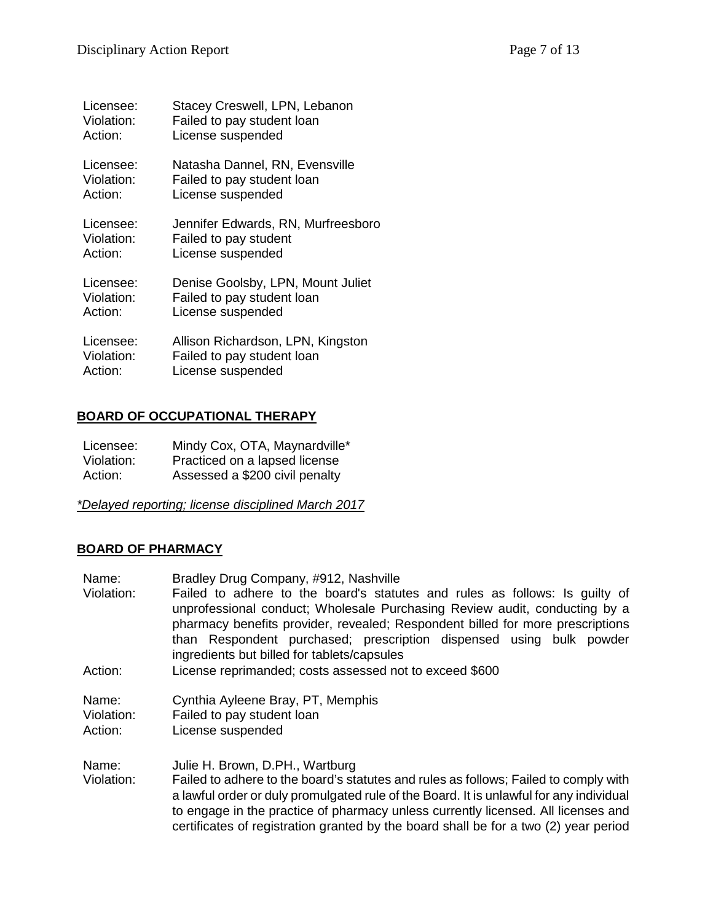| | |
|---|---|
| Licensee: | Stacey Creswell, LPN, Lebanon |
| Violation: | Failed to pay student loan |
| Action: | License suspended |

| | |
|---|---|
| Licensee: | Natasha Dannel, RN, Evensville |
| Violation: | Failed to pay student loan |
| Action: | License suspended |

| | |
|---|---|
| Licensee: | Jennifer Edwards, RN, Murfreesboro |
| Violation: | Failed to pay student |
| Action: | License suspended |

| | |
|---|---|
| Licensee: | Denise Goolsby, LPN, Mount Juliet |
| Violation: | Failed to pay student loan |
| Action: | License suspended |

| | |
|---|---|
| Licensee: | Allison Richardson, LPN, Kingston |
| Violation: | Failed to pay student loan |
| Action: | License suspended |

## BOARD OF OCCUPATIONAL THERAPY

| | |
|---|---|
| Licensee: | Mindy Cox, OTA, Maynardville* |
| Violation: | Practiced on a lapsed license |
| Action: | Assessed a $200 civil penalty |

*\*Delayed reporting; license disciplined March 2017*

## BOARD OF PHARMACY

| | |
|---|---|
| Name: | Bradley Drug Company, #912, Nashville |
| Violation: | Failed to adhere to the board's statutes and rules as follows: Is guilty of unprofessional conduct; Wholesale Purchasing Review audit, conducting by a pharmacy benefits provider, revealed; Respondent billed for more prescriptions than Respondent purchased; prescription dispensed using bulk powder ingredients but billed for tablets/capsules |
| Action: | License reprimanded; costs assessed not to exceed $600 |

| | |
|---|---|
| Name: | Cynthia Ayleene Bray, PT, Memphis |
| Violation: | Failed to pay student loan |
| Action: | License suspended |

| | |
|---|---|
| Name: | Julie H. Brown, D.PH., Wartburg |
| Violation: | Failed to adhere to the board's statutes and rules as follows; Failed to comply with a lawful order or duly promulgated rule of the Board. It is unlawful for any individual to engage in the practice of pharmacy unless currently licensed. All licenses and certificates of registration granted by the board shall be for a two (2) year period |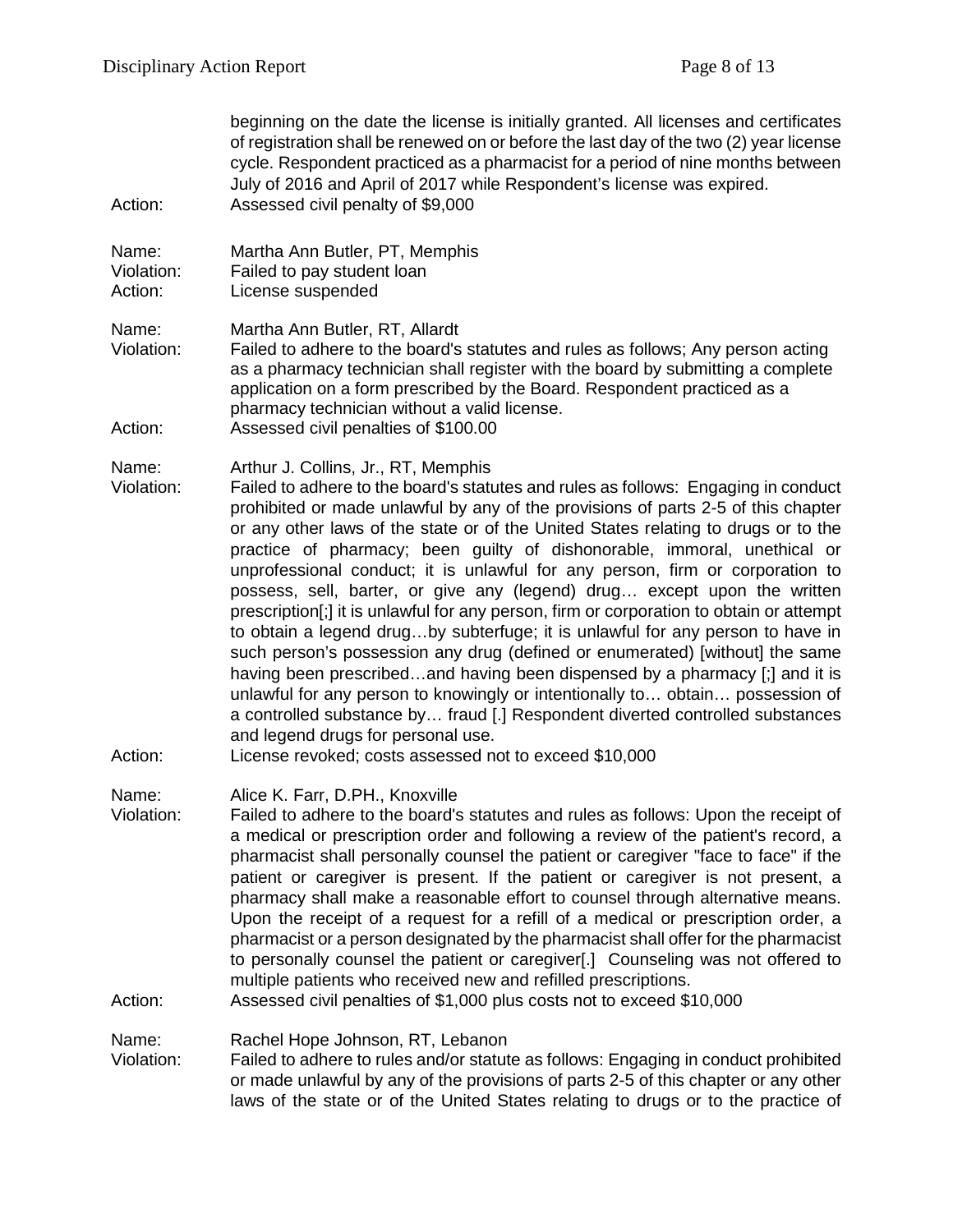beginning on the date the license is initially granted. All licenses and certificates of registration shall be renewed on or before the last day of the two (2) year license cycle. Respondent practiced as a pharmacist for a period of nine months between July of 2016 and April of 2017 while Respondent's license was expired.

Action: Assessed civil penalty of $9,000

Name: Martha Ann Butler, PT, Memphis
Violation: Failed to pay student loan
Action: License suspended

Name: Martha Ann Butler, RT, Allardt
Violation: Failed to adhere to the board's statutes and rules as follows; Any person acting as a pharmacy technician shall register with the board by submitting a complete application on a form prescribed by the Board. Respondent practiced as a pharmacy technician without a valid license.
Action: Assessed civil penalties of $100.00

Name: Arthur J. Collins, Jr., RT, Memphis
Violation: Failed to adhere to the board's statutes and rules as follows: Engaging in conduct prohibited or made unlawful by any of the provisions of parts 2-5 of this chapter or any other laws of the state or of the United States relating to drugs or to the practice of pharmacy; been guilty of dishonorable, immoral, unethical or unprofessional conduct; it is unlawful for any person, firm or corporation to possess, sell, barter, or give any (legend) drug… except upon the written prescription[;] it is unlawful for any person, firm or corporation to obtain or attempt to obtain a legend drug…by subterfuge; it is unlawful for any person to have in such person's possession any drug (defined or enumerated) [without] the same having been prescribed…and having been dispensed by a pharmacy [;] and it is unlawful for any person to knowingly or intentionally to… obtain… possession of a controlled substance by… fraud [.] Respondent diverted controlled substances and legend drugs for personal use.
Action: License revoked; costs assessed not to exceed $10,000

Name: Alice K. Farr, D.PH., Knoxville
Violation: Failed to adhere to the board's statutes and rules as follows: Upon the receipt of a medical or prescription order and following a review of the patient's record, a pharmacist shall personally counsel the patient or caregiver "face to face" if the patient or caregiver is present. If the patient or caregiver is not present, a pharmacy shall make a reasonable effort to counsel through alternative means. Upon the receipt of a request for a refill of a medical or prescription order, a pharmacist or a person designated by the pharmacist shall offer for the pharmacist to personally counsel the patient or caregiver[.] Counseling was not offered to multiple patients who received new and refilled prescriptions.
Action: Assessed civil penalties of $1,000 plus costs not to exceed $10,000

Name: Rachel Hope Johnson, RT, Lebanon
Violation: Failed to adhere to rules and/or statute as follows: Engaging in conduct prohibited or made unlawful by any of the provisions of parts 2-5 of this chapter or any other laws of the state or of the United States relating to drugs or to the practice of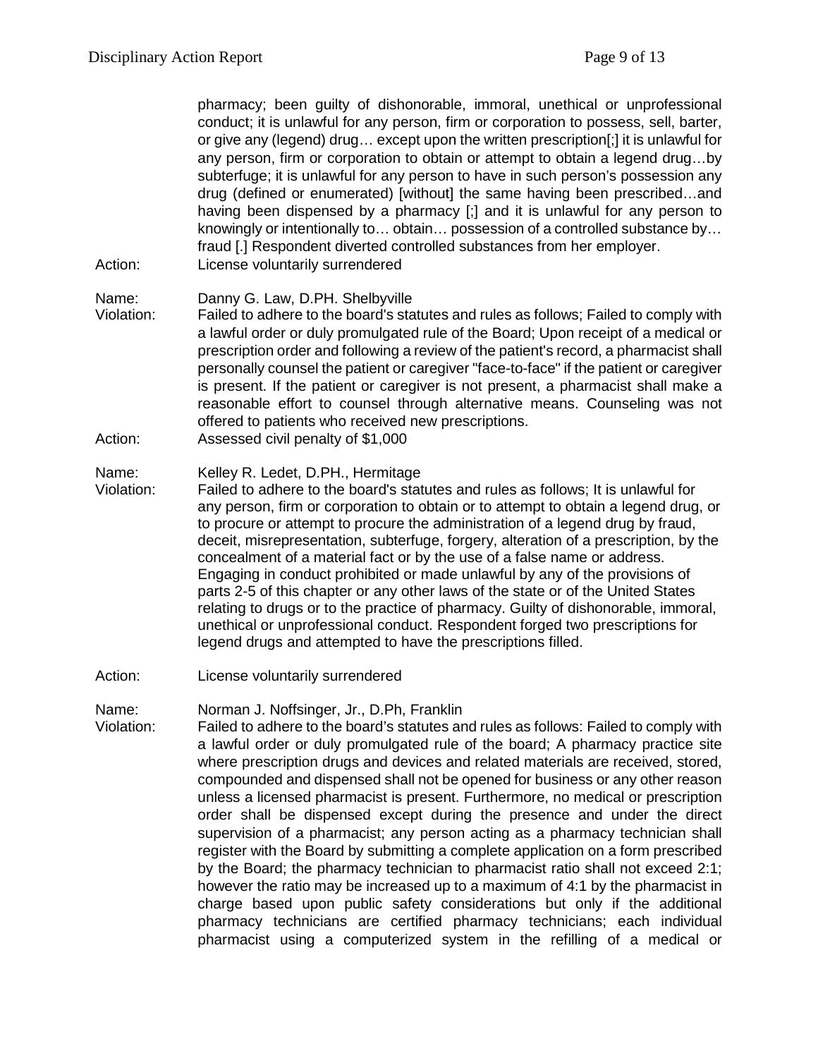pharmacy; been guilty of dishonorable, immoral, unethical or unprofessional conduct; it is unlawful for any person, firm or corporation to possess, sell, barter, or give any (legend) drug… except upon the written prescription[;] it is unlawful for any person, firm or corporation to obtain or attempt to obtain a legend drug…by subterfuge; it is unlawful for any person to have in such person's possession any drug (defined or enumerated) [without] the same having been prescribed…and having been dispensed by a pharmacy [;] and it is unlawful for any person to knowingly or intentionally to… obtain… possession of a controlled substance by… fraud [.] Respondent diverted controlled substances from her employer.

Action: License voluntarily surrendered

Name: Danny G. Law, D.PH. Shelbyville

Violation: Failed to adhere to the board's statutes and rules as follows; Failed to comply with a lawful order or duly promulgated rule of the Board; Upon receipt of a medical or prescription order and following a review of the patient's record, a pharmacist shall personally counsel the patient or caregiver "face-to-face" if the patient or caregiver is present. If the patient or caregiver is not present, a pharmacist shall make a reasonable effort to counsel through alternative means. Counseling was not offered to patients who received new prescriptions.

Action: Assessed civil penalty of $1,000

Name: Kelley R. Ledet, D.PH., Hermitage

Violation: Failed to adhere to the board's statutes and rules as follows; It is unlawful for any person, firm or corporation to obtain or to attempt to obtain a legend drug, or to procure or attempt to procure the administration of a legend drug by fraud, deceit, misrepresentation, subterfuge, forgery, alteration of a prescription, by the concealment of a material fact or by the use of a false name or address. Engaging in conduct prohibited or made unlawful by any of the provisions of parts 2-5 of this chapter or any other laws of the state or of the United States relating to drugs or to the practice of pharmacy. Guilty of dishonorable, immoral, unethical or unprofessional conduct. Respondent forged two prescriptions for legend drugs and attempted to have the prescriptions filled.

Action: License voluntarily surrendered

Name: Norman J. Noffsinger, Jr., D.Ph, Franklin

Violation: Failed to adhere to the board's statutes and rules as follows: Failed to comply with a lawful order or duly promulgated rule of the board; A pharmacy practice site where prescription drugs and devices and related materials are received, stored, compounded and dispensed shall not be opened for business or any other reason unless a licensed pharmacist is present. Furthermore, no medical or prescription order shall be dispensed except during the presence and under the direct supervision of a pharmacist; any person acting as a pharmacy technician shall register with the Board by submitting a complete application on a form prescribed by the Board; the pharmacy technician to pharmacist ratio shall not exceed 2:1; however the ratio may be increased up to a maximum of 4:1 by the pharmacist in charge based upon public safety considerations but only if the additional pharmacy technicians are certified pharmacy technicians; each individual pharmacist using a computerized system in the refilling of a medical or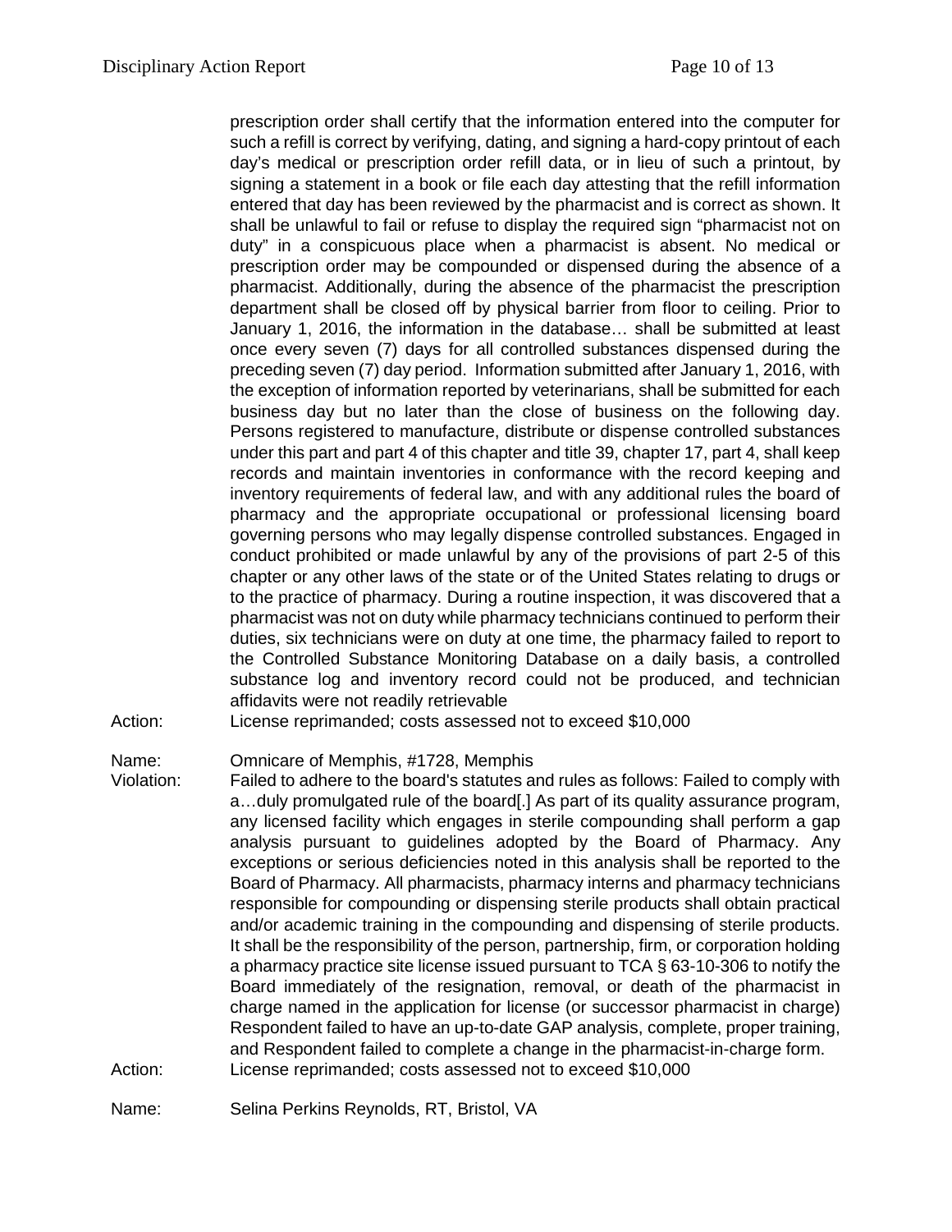prescription order shall certify that the information entered into the computer for such a refill is correct by verifying, dating, and signing a hard-copy printout of each day's medical or prescription order refill data, or in lieu of such a printout, by signing a statement in a book or file each day attesting that the refill information entered that day has been reviewed by the pharmacist and is correct as shown. It shall be unlawful to fail or refuse to display the required sign "pharmacist not on duty" in a conspicuous place when a pharmacist is absent. No medical or prescription order may be compounded or dispensed during the absence of a pharmacist. Additionally, during the absence of the pharmacist the prescription department shall be closed off by physical barrier from floor to ceiling. Prior to January 1, 2016, the information in the database… shall be submitted at least once every seven (7) days for all controlled substances dispensed during the preceding seven (7) day period. Information submitted after January 1, 2016, with the exception of information reported by veterinarians, shall be submitted for each business day but no later than the close of business on the following day. Persons registered to manufacture, distribute or dispense controlled substances under this part and part 4 of this chapter and title 39, chapter 17, part 4, shall keep records and maintain inventories in conformance with the record keeping and inventory requirements of federal law, and with any additional rules the board of pharmacy and the appropriate occupational or professional licensing board governing persons who may legally dispense controlled substances. Engaged in conduct prohibited or made unlawful by any of the provisions of part 2-5 of this chapter or any other laws of the state or of the United States relating to drugs or to the practice of pharmacy. During a routine inspection, it was discovered that a pharmacist was not on duty while pharmacy technicians continued to perform their duties, six technicians were on duty at one time, the pharmacy failed to report to the Controlled Substance Monitoring Database on a daily basis, a controlled substance log and inventory record could not be produced, and technician affidavits were not readily retrievable

Action: License reprimanded; costs assessed not to exceed $10,000

Name: Omnicare of Memphis, #1728, Memphis

Violation: Failed to adhere to the board's statutes and rules as follows: Failed to comply with a…duly promulgated rule of the board[.] As part of its quality assurance program, any licensed facility which engages in sterile compounding shall perform a gap analysis pursuant to guidelines adopted by the Board of Pharmacy. Any exceptions or serious deficiencies noted in this analysis shall be reported to the Board of Pharmacy. All pharmacists, pharmacy interns and pharmacy technicians responsible for compounding or dispensing sterile products shall obtain practical and/or academic training in the compounding and dispensing of sterile products. It shall be the responsibility of the person, partnership, firm, or corporation holding a pharmacy practice site license issued pursuant to TCA § 63-10-306 to notify the Board immediately of the resignation, removal, or death of the pharmacist in charge named in the application for license (or successor pharmacist in charge) Respondent failed to have an up-to-date GAP analysis, complete, proper training, and Respondent failed to complete a change in the pharmacist-in-charge form.

Action: License reprimanded; costs assessed not to exceed $10,000

Name: Selina Perkins Reynolds, RT, Bristol, VA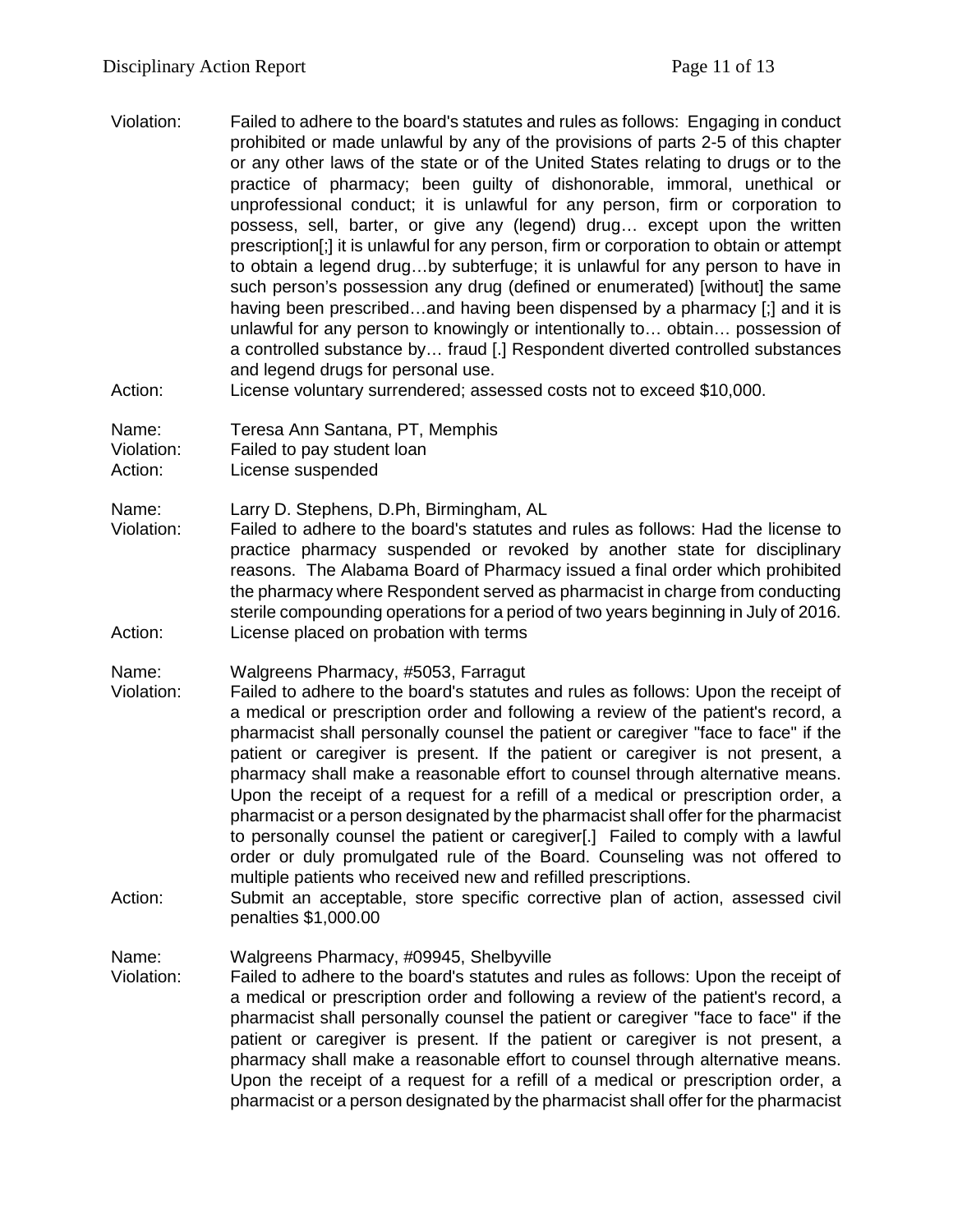Violation: Failed to adhere to the board's statutes and rules as follows: Engaging in conduct prohibited or made unlawful by any of the provisions of parts 2-5 of this chapter or any other laws of the state or of the United States relating to drugs or to the practice of pharmacy; been guilty of dishonorable, immoral, unethical or unprofessional conduct; it is unlawful for any person, firm or corporation to possess, sell, barter, or give any (legend) drug… except upon the written prescription[;] it is unlawful for any person, firm or corporation to obtain or attempt to obtain a legend drug…by subterfuge; it is unlawful for any person to have in such person's possession any drug (defined or enumerated) [without] the same having been prescribed…and having been dispensed by a pharmacy [;] and it is unlawful for any person to knowingly or intentionally to… obtain… possession of a controlled substance by… fraud [.] Respondent diverted controlled substances and legend drugs for personal use.

Action: License voluntary surrendered; assessed costs not to exceed $10,000.

Name: Teresa Ann Santana, PT, Memphis

Violation: Failed to pay student loan

Action: License suspended

Name: Larry D. Stephens, D.Ph, Birmingham, AL

Violation: Failed to adhere to the board's statutes and rules as follows: Had the license to practice pharmacy suspended or revoked by another state for disciplinary reasons. The Alabama Board of Pharmacy issued a final order which prohibited the pharmacy where Respondent served as pharmacist in charge from conducting sterile compounding operations for a period of two years beginning in July of 2016.

Action: License placed on probation with terms

Name: Walgreens Pharmacy, #5053, Farragut

Violation: Failed to adhere to the board's statutes and rules as follows: Upon the receipt of a medical or prescription order and following a review of the patient's record, a pharmacist shall personally counsel the patient or caregiver "face to face" if the patient or caregiver is present. If the patient or caregiver is not present, a pharmacy shall make a reasonable effort to counsel through alternative means. Upon the receipt of a request for a refill of a medical or prescription order, a pharmacist or a person designated by the pharmacist shall offer for the pharmacist to personally counsel the patient or caregiver[.] Failed to comply with a lawful order or duly promulgated rule of the Board. Counseling was not offered to multiple patients who received new and refilled prescriptions.

Action: Submit an acceptable, store specific corrective plan of action, assessed civil penalties $1,000.00

Name: Walgreens Pharmacy, #09945, Shelbyville

Violation: Failed to adhere to the board's statutes and rules as follows: Upon the receipt of a medical or prescription order and following a review of the patient's record, a pharmacist shall personally counsel the patient or caregiver "face to face" if the patient or caregiver is present. If the patient or caregiver is not present, a pharmacy shall make a reasonable effort to counsel through alternative means. Upon the receipt of a request for a refill of a medical or prescription order, a pharmacist or a person designated by the pharmacist shall offer for the pharmacist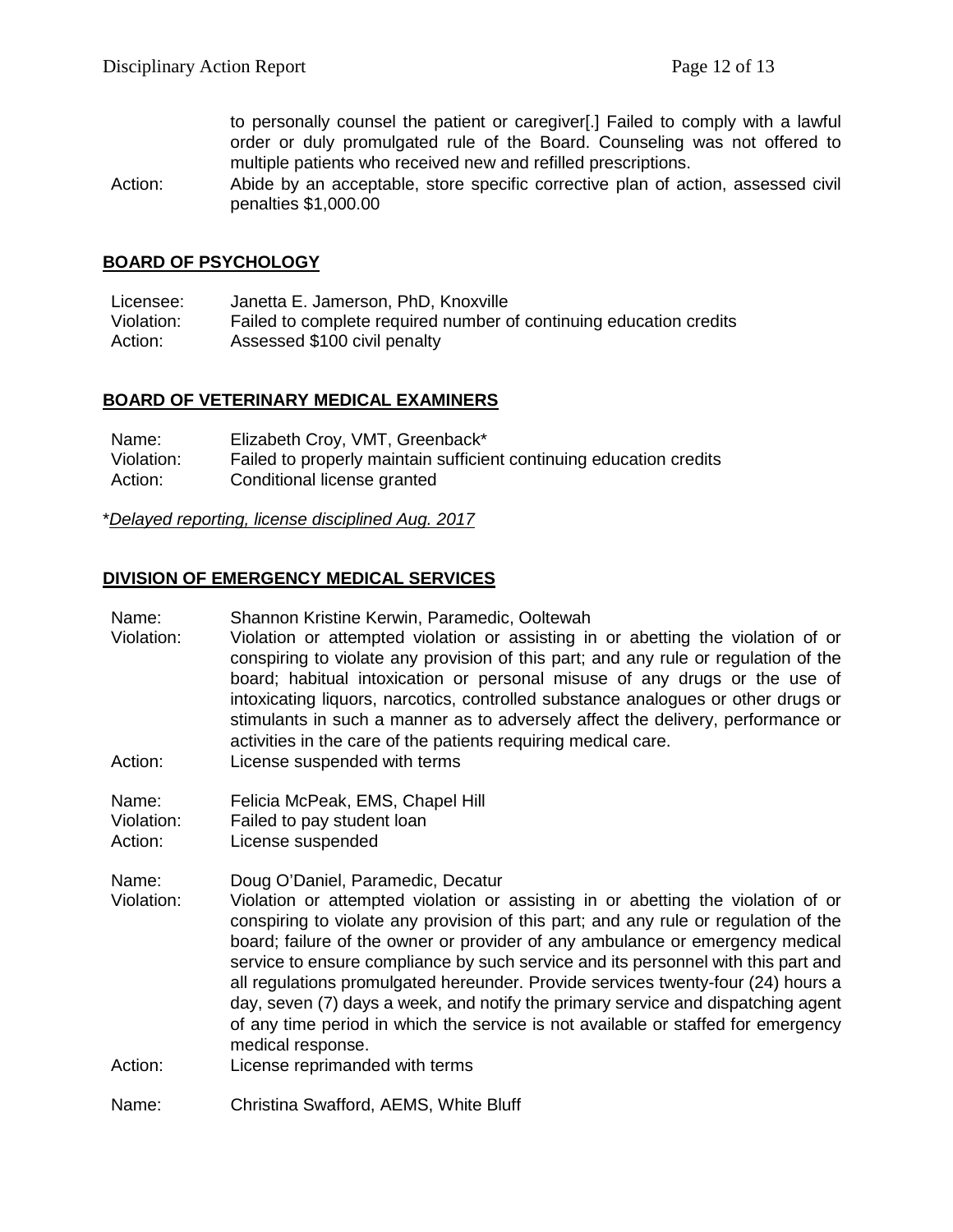to personally counsel the patient or caregiver[.] Failed to comply with a lawful order or duly promulgated rule of the Board. Counseling was not offered to multiple patients who received new and refilled prescriptions.

Action: Abide by an acceptable, store specific corrective plan of action, assessed civil penalties $1,000.00

## BOARD OF PSYCHOLOGY

Licensee: Janetta E. Jamerson, PhD, Knoxville
Violation: Failed to complete required number of continuing education credits
Action: Assessed $100 civil penalty

## BOARD OF VETERINARY MEDICAL EXAMINERS

Name: Elizabeth Croy, VMT, Greenback*
Violation: Failed to properly maintain sufficient continuing education credits
Action: Conditional license granted

*<u>*Delayed reporting, license disciplined Aug. 2017*</u>

## DIVISION OF EMERGENCY MEDICAL SERVICES

Name: Shannon Kristine Kerwin, Paramedic, Ooltewah
Violation: Violation or attempted violation or assisting in or abetting the violation of or conspiring to violate any provision of this part; and any rule or regulation of the board; habitual intoxication or personal misuse of any drugs or the use of intoxicating liquors, narcotics, controlled substance analogues or other drugs or stimulants in such a manner as to adversely affect the delivery, performance or activities in the care of the patients requiring medical care.
Action: License suspended with terms

Name: Felicia McPeak, EMS, Chapel Hill
Violation: Failed to pay student loan
Action: License suspended

Name: Doug O'Daniel, Paramedic, Decatur
Violation: Violation or attempted violation or assisting in or abetting the violation of or conspiring to violate any provision of this part; and any rule or regulation of the board; failure of the owner or provider of any ambulance or emergency medical service to ensure compliance by such service and its personnel with this part and all regulations promulgated hereunder. Provide services twenty-four (24) hours a day, seven (7) days a week, and notify the primary service and dispatching agent of any time period in which the service is not available or staffed for emergency medical response.
Action: License reprimanded with terms

Name: Christina Swafford, AEMS, White Bluff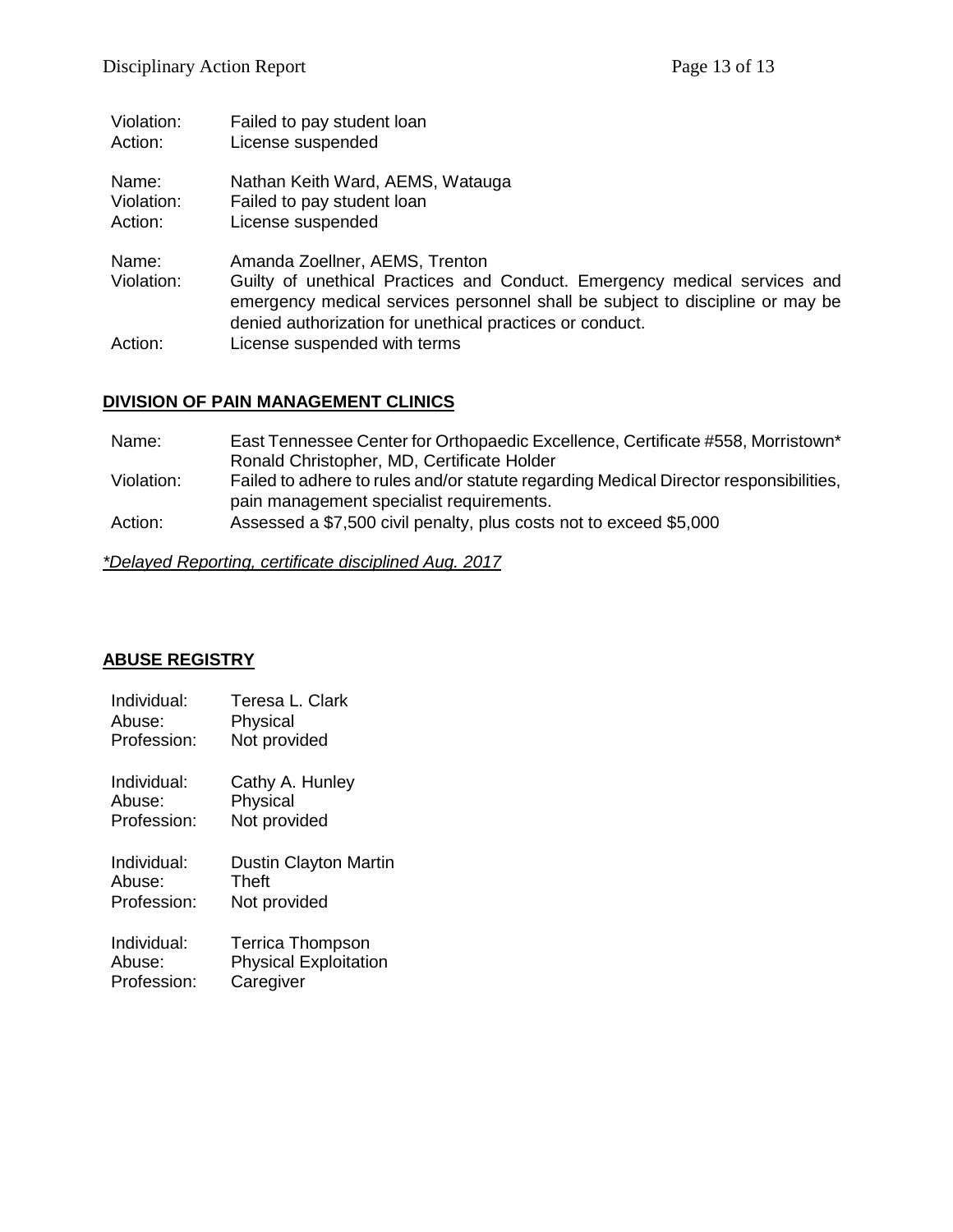Violation: Failed to pay student loan
Action: License suspended

Name: Nathan Keith Ward, AEMS, Watauga
Violation: Failed to pay student loan
Action: License suspended

Name: Amanda Zoellner, AEMS, Trenton
Violation: Guilty of unethical Practices and Conduct. Emergency medical services and emergency medical services personnel shall be subject to discipline or may be denied authorization for unethical practices or conduct.
Action: License suspended with terms

## DIVISION OF PAIN MANAGEMENT CLINICS

Name: East Tennessee Center for Orthopaedic Excellence, Certificate #558, Morristown*
Ronald Christopher, MD, Certificate Holder
Violation: Failed to adhere to rules and/or statute regarding Medical Director responsibilities, pain management specialist requirements.
Action: Assessed a $7,500 civil penalty, plus costs not to exceed $5,000

*Delayed Reporting, certificate disciplined Aug. 2017*

## ABUSE REGISTRY

Individual: Teresa L. Clark
Abuse: Physical
Profession: Not provided

Individual: Cathy A. Hunley
Abuse: Physical
Profession: Not provided

Individual: Dustin Clayton Martin
Abuse: Theft
Profession: Not provided

Individual: Terrica Thompson
Abuse: Physical Exploitation
Profession: Caregiver